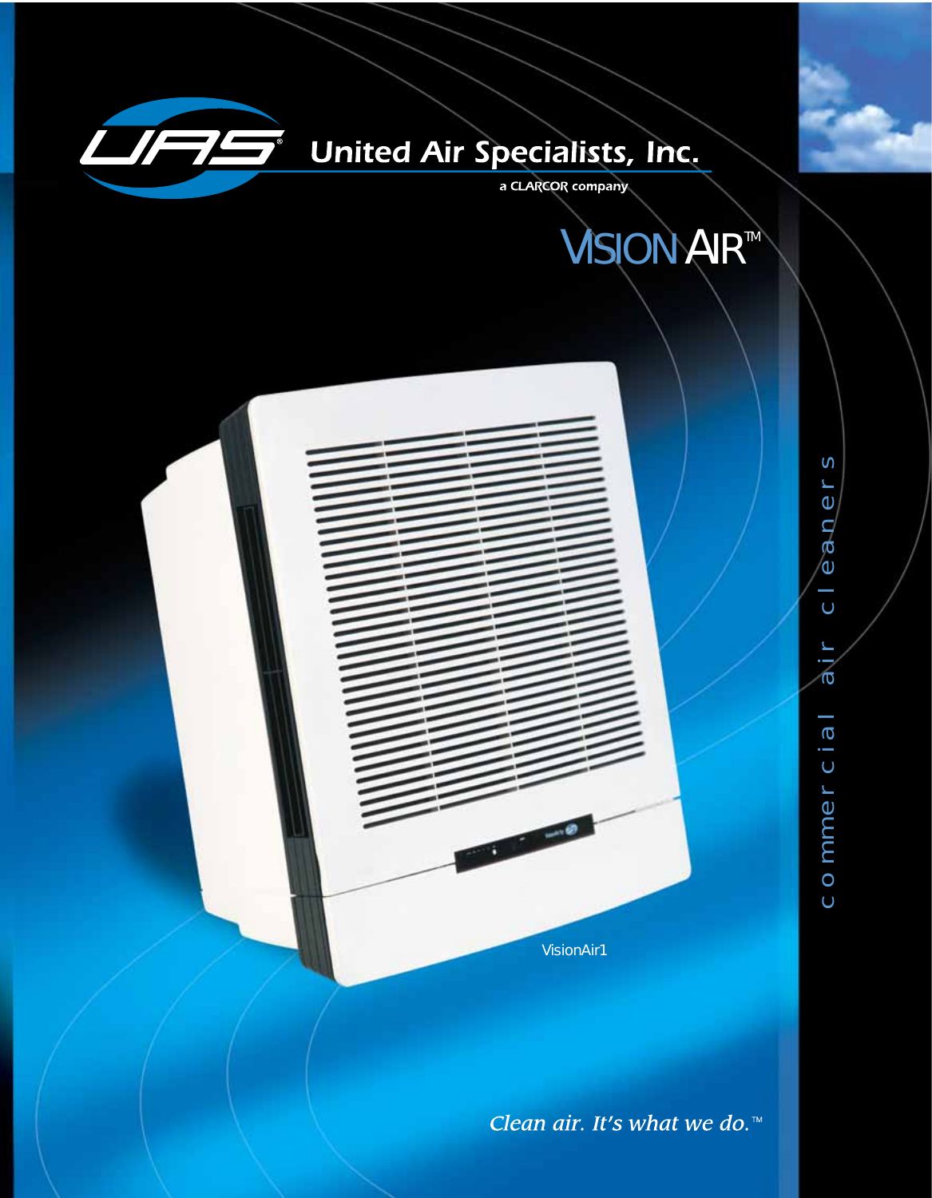United Air Specialists, Inc.

a CLARCOR company

# VISION AIR™

VisionAir1

commercial air cleaners

*Clean air. It's what we do.™*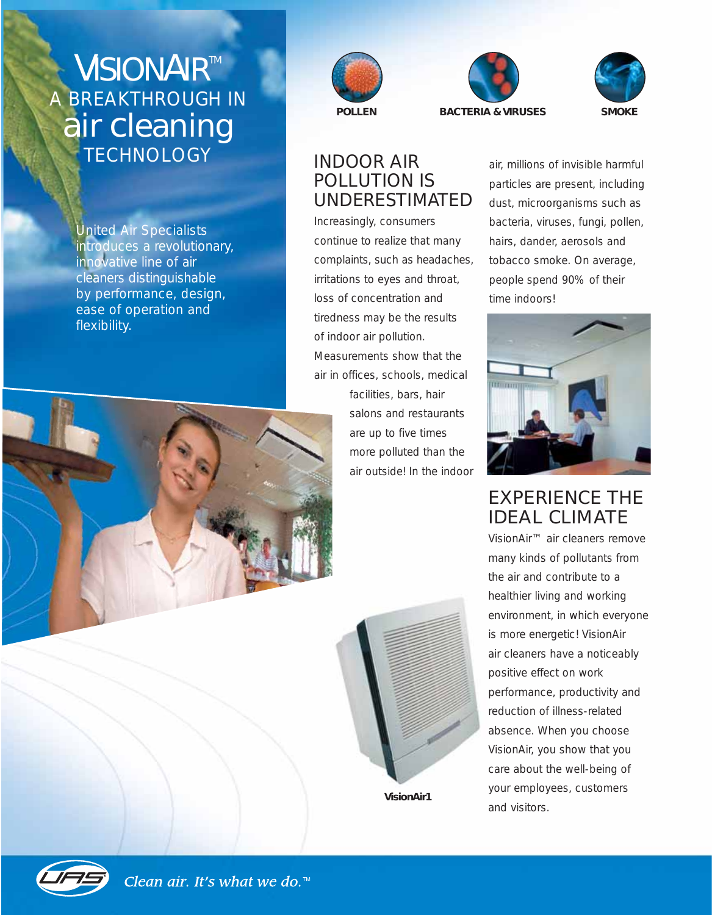# VISIONAIR™

## A BREAKTHROUGH IN air cleaning TECHNOLOGY

United Air Specialists introduces a revolutionary, innovative line of air cleaners distinguishable by performance, design, ease of operation and flexibility.

POLLEN

BACTERIA & VIRUSES

SMOKE

## INDOOR AIR POLLUTION IS UNDERESTIMATED

Increasingly, consumers continue to realize that many complaints, such as headaches, irritations to eyes and throat, loss of concentration and tiredness may be the results of indoor air pollution. Measurements show that the air in offices, schools, medical facilities, bars, hair salons and restaurants are up to five times more polluted than the air outside! In the indoor air, millions of invisible harmful particles are present, including dust, microorganisms such as bacteria, viruses, fungi, pollen, hairs, dander, aerosols and tobacco smoke. On average, people spend 90% of their time indoors!

## EXPERIENCE THE IDEAL CLIMATE

VisionAir™ air cleaners remove many kinds of pollutants from the air and contribute to a healthier living and working environment, in which everyone is more energetic! VisionAir air cleaners have a noticeably positive effect on work performance, productivity and reduction of illness-related absence. When you choose VisionAir, you show that you care about the well-being of your employees, customers and visitors.

VisionAir1

*Clean air. It's what we do.™*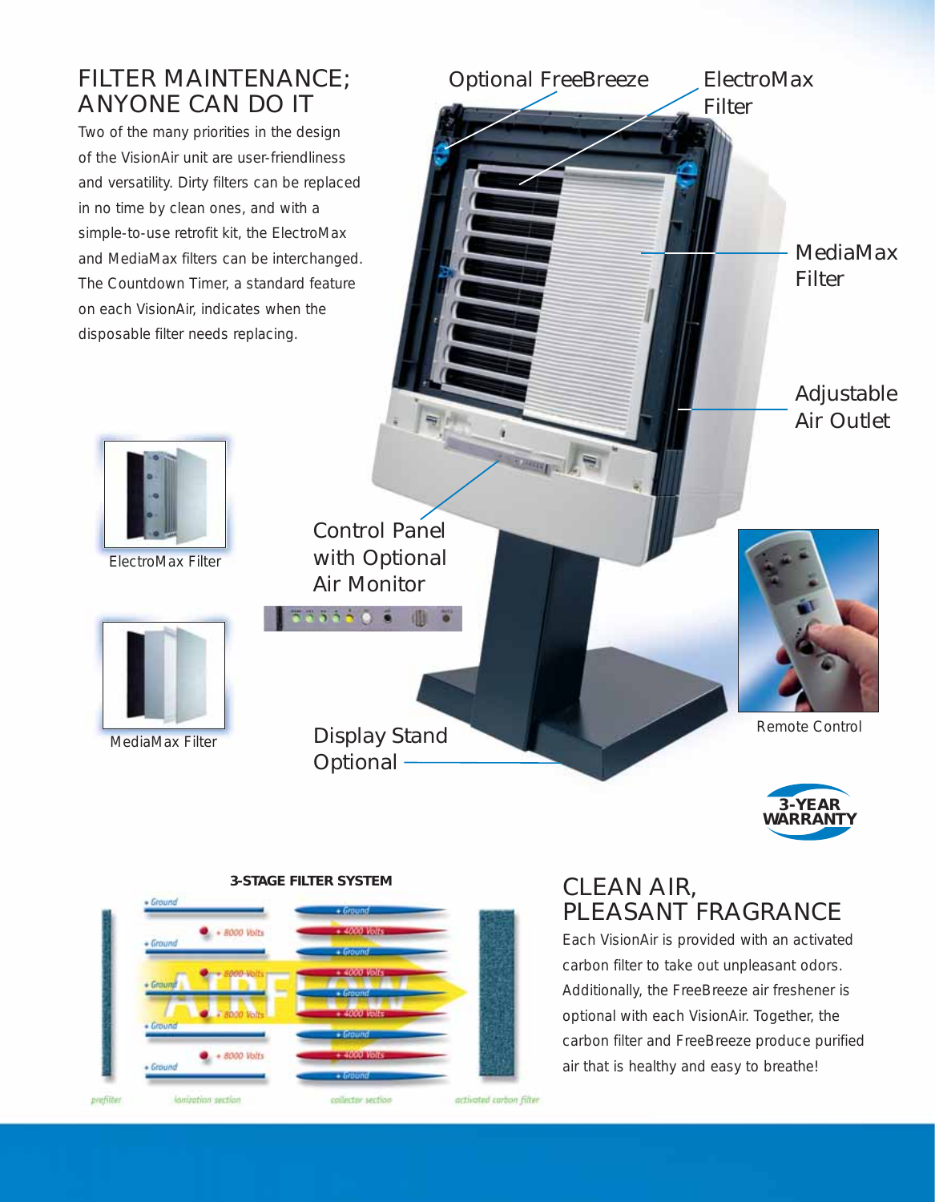## FILTER MAINTENANCE; ANYONE CAN DO IT

Two of the many priorities in the design of the VisionAir unit are user-friendliness and versatility. Dirty filters can be replaced in no time by clean ones, and with a simple-to-use retrofit kit, the ElectroMax and MediaMax filters can be interchanged. The Countdown Timer, a standard feature on each VisionAir, indicates when the disposable filter needs replacing.

Optional FreeBreeze

ElectroMax Filter

MediaMax Filter

Adjustable Air Outlet

Control Panel with Optional Air Monitor

Display Stand Optional

ElectroMax Filter

MediaMax Filter

Remote Control

3-YEAR WARRANTY

**3-STAGE FILTER SYSTEM**

prefilter — ionization section — collector section — activated carbon filter

## CLEAN AIR, PLEASANT FRAGRANCE

Each VisionAir is provided with an activated carbon filter to take out unpleasant odors. Additionally, the FreeBreeze air freshener is optional with each VisionAir. Together, the carbon filter and FreeBreeze produce purified air that is healthy and easy to breathe!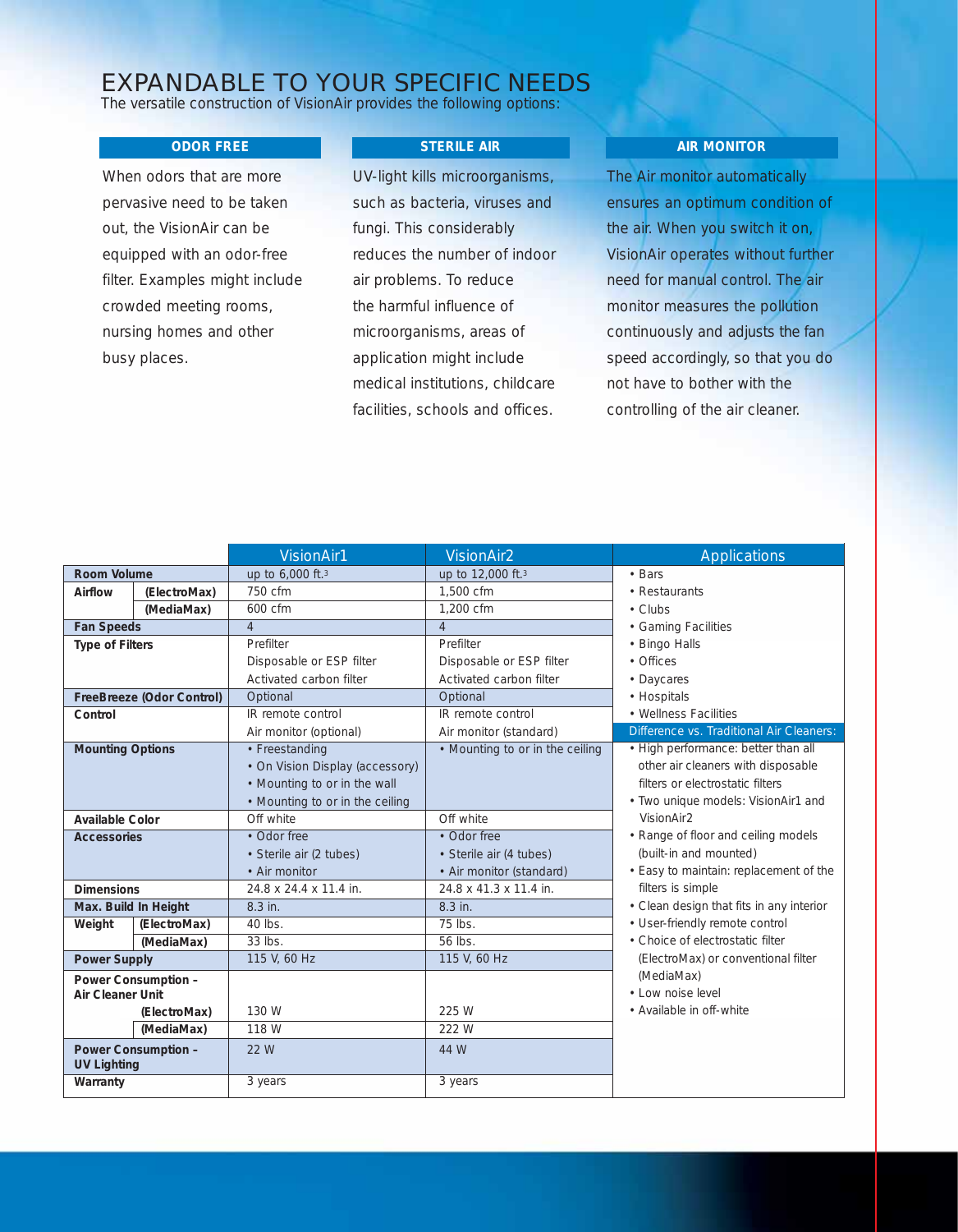# EXPANDABLE TO YOUR SPECIFIC NEEDS

The versatile construction of VisionAir provides the following options:

### ODOR FREE

When odors that are more pervasive need to be taken out, the VisionAir can be equipped with an odor-free filter. Examples might include crowded meeting rooms, nursing homes and other busy places.

### STERILE AIR

UV-light kills microorganisms, such as bacteria, viruses and fungi. This considerably reduces the number of indoor air problems. To reduce the harmful influence of microorganisms, areas of application might include medical institutions, childcare facilities, schools and offices.

### AIR MONITOR

The Air monitor automatically ensures an optimum condition of the air. When you switch it on, VisionAir operates without further need for manual control. The air monitor measures the pollution continuously and adjusts the fan speed accordingly, so that you do not have to bother with the controlling of the air cleaner.

| | | VisionAir1 | VisionAir2 |
|---|---|---|---|
| **Room Volume** | | up to 6,000 ft.[3] | up to 12,000 ft.[3] |
| **Airflow** | **(ElectroMax)** | 750 cfm | 1,500 cfm |
| | **(MediaMax)** | 600 cfm | 1,200 cfm |
| **Fan Speeds** | | 4 | 4 |
| **Type of Filters** | | Prefilter<br>Disposable or ESP filter<br>Activated carbon filter | Prefilter<br>Disposable or ESP filter<br>Activated carbon filter |
| **FreeBreeze (Odor Control)** | | Optional | Optional |
| **Control** | | IR remote control<br>Air monitor (optional) | IR remote control<br>Air monitor (standard) |
| **Mounting Options** | | • Freestanding<br>• On Vision Display (accessory)<br>• Mounting to or in the wall<br>• Mounting to or in the ceiling | • Mounting to or in the ceiling |
| **Available Color** | | Off white | Off white |
| **Accessories** | | • Odor free<br>• Sterile air (2 tubes)<br>• Air monitor | • Odor free<br>• Sterile air (4 tubes)<br>• Air monitor (standard) |
| **Dimensions** | | 24.8 x 24.4 x 11.4 in. | 24.8 x 41.3 x 11.4 in. |
| **Max. Build In Height** | | 8.3 in. | 8.3 in. |
| **Weight** | **(ElectroMax)** | 40 lbs. | 75 lbs. |
| | **(MediaMax)** | 33 lbs. | 56 lbs. |
| **Power Supply** | | 115 V, 60 Hz | 115 V, 60 Hz |
| **Power Consumption – Air Cleaner Unit** | **(ElectroMax)** | 130 W | 225 W |
| | **(MediaMax)** | 118 W | 222 W |
| **Power Consumption – UV Lighting** | | 22 W | 44 W |
| **Warranty** | | 3 years | 3 years |

### Applications

- Bars
- Restaurants
- Clubs
- Gaming Facilities
- Bingo Halls
- Offices
- Daycares
- Hospitals
- Wellness Facilities

### Difference vs. Traditional Air Cleaners:

- High performance: better than all other air cleaners with disposable filters or electrostatic filters
- Two unique models: VisionAir1 and VisionAir2
- Range of floor and ceiling models (built-in and mounted)
- Easy to maintain: replacement of the filters is simple
- Clean design that fits in any interior
- User-friendly remote control
- Choice of electrostatic filter (ElectroMax) or conventional filter (MediaMax)
- Low noise level
- Available in off-white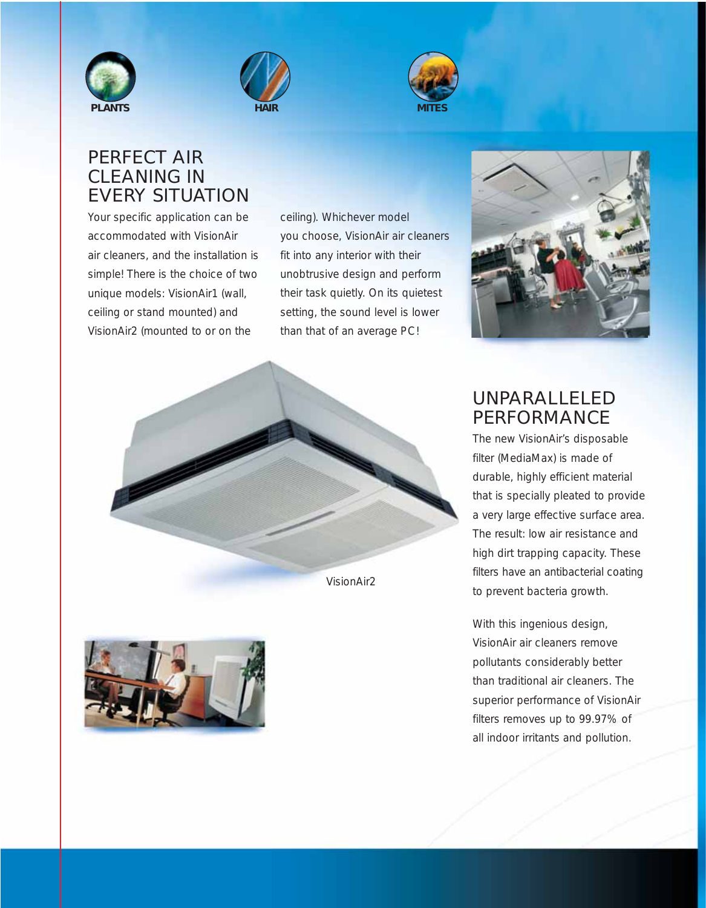PLANTS

HAIR

MITES

## PERFECT AIR CLEANING IN EVERY SITUATION

Your specific application can be accommodated with VisionAir air cleaners, and the installation is simple! There is the choice of two unique models: VisionAir1 (wall, ceiling or stand mounted) and VisionAir2 (mounted to or on the ceiling). Whichever model you choose, VisionAir air cleaners fit into any interior with their unobtrusive design and perform their task quietly. On its quietest setting, the sound level is lower than that of an average PC!

VisionAir2

## UNPARALLELED PERFORMANCE

The new VisionAir's disposable filter (MediaMax) is made of durable, highly efficient material that is specially pleated to provide a very large effective surface area. The result: low air resistance and high dirt trapping capacity. These filters have an antibacterial coating to prevent bacteria growth.

With this ingenious design, VisionAir air cleaners remove pollutants considerably better than traditional air cleaners. The superior performance of VisionAir filters removes up to 99.97% of all indoor irritants and pollution.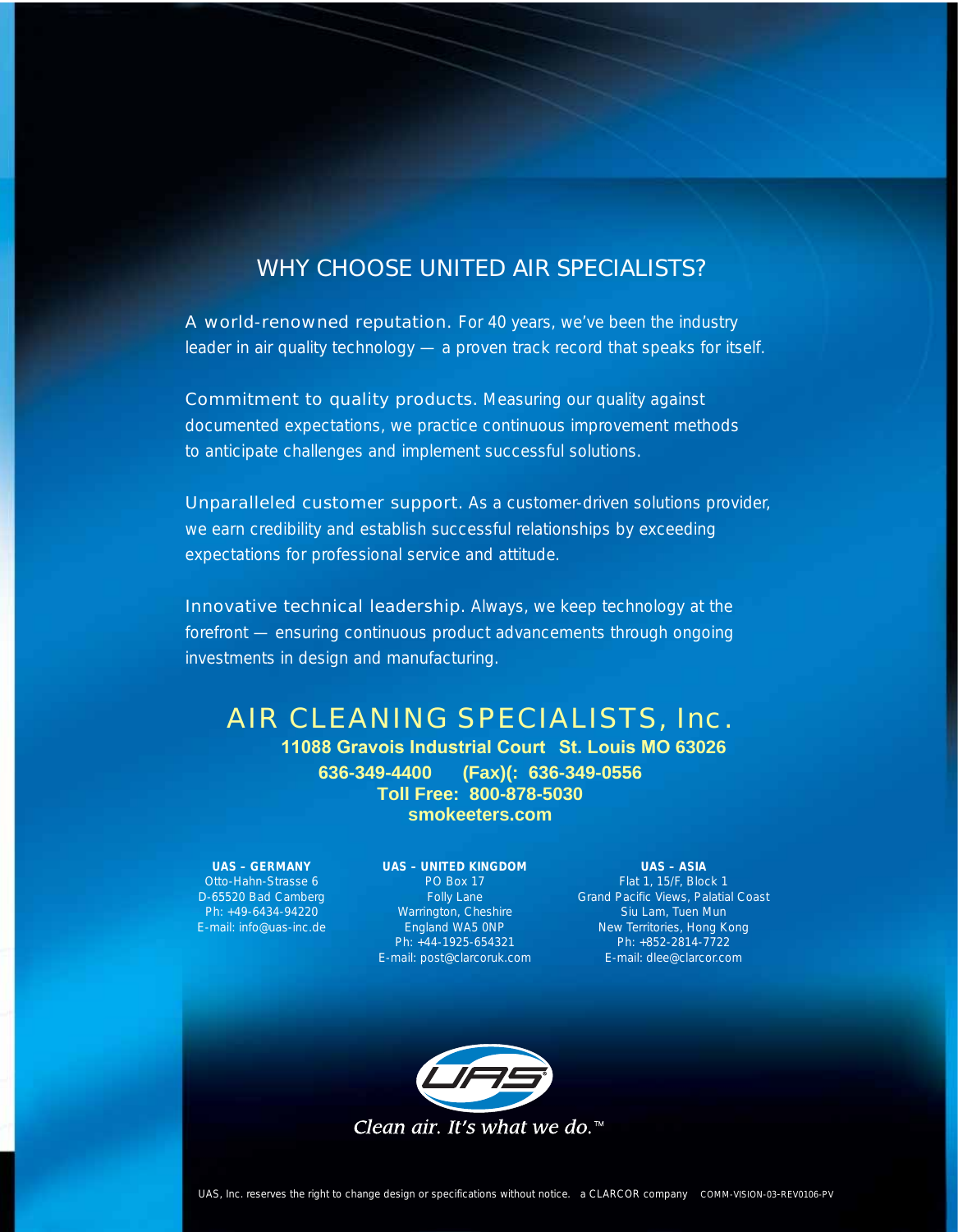## WHY CHOOSE UNITED AIR SPECIALISTS?

A world-renowned reputation. For 40 years, we've been the industry leader in air quality technology — a proven track record that speaks for itself.

Commitment to quality products. Measuring our quality against documented expectations, we practice continuous improvement methods to anticipate challenges and implement successful solutions.

Unparalleled customer support. As a customer-driven solutions provider, we earn credibility and establish successful relationships by exceeding expectations for professional service and attitude.

Innovative technical leadership. Always, we keep technology at the forefront — ensuring continuous product advancements through ongoing investments in design and manufacturing.

## AIR CLEANING SPECIALISTS, Inc.

**11088 Gravois Industrial Court St. Louis MO 63026**

**636-349-4400 (Fax)(: 636-349-0556**

**Toll Free: 800-878-5030**

**smokeeters.com**

**UAS – GERMANY**
Otto-Hahn-Strasse 6
D-65520 Bad Camberg
Ph: +49-6434-94220
E-mail: info@uas-inc.de

**UAS – UNITED KINGDOM**
PO Box 17
Folly Lane
Warrington, Cheshire
England WA5 0NP
Ph: +44-1925-654321
E-mail: post@clarcoruk.com

**UAS – ASIA**
Flat 1, 15/F, Block 1
Grand Pacific Views, Palatial Coast
Siu Lam, Tuen Mun
New Territories, Hong Kong
Ph: +852-2814-7722
E-mail: dlee@clarcor.com

UAS

*Clean air. It's what we do.*™

UAS, Inc. reserves the right to change design or specifications without notice. a CLARCOR company COMM-VISION-03-REV0106-PV